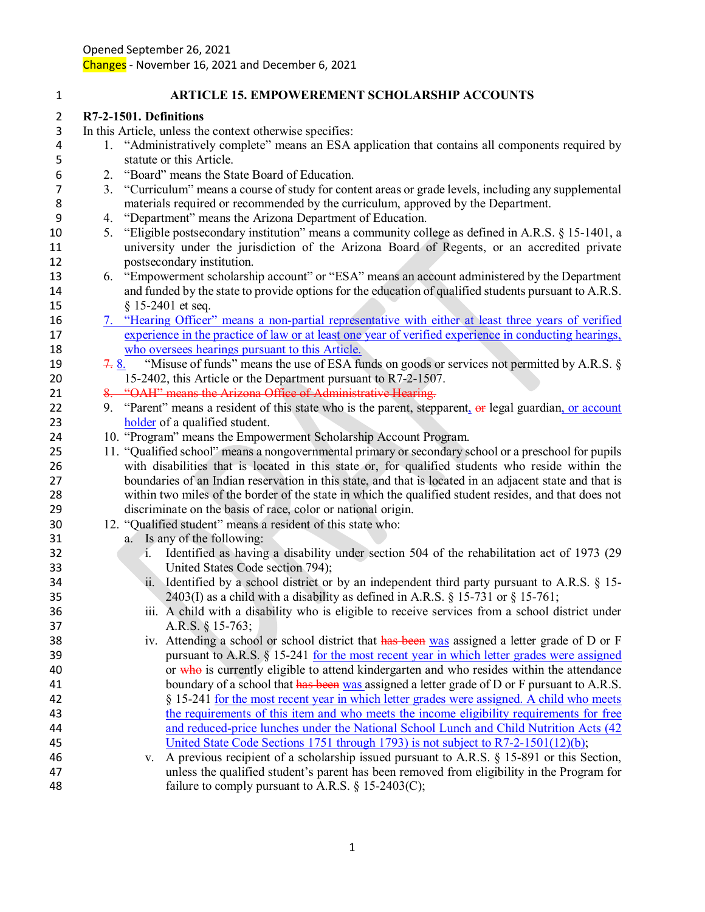Opened September 26, 2021
Changes - November 16, 2021 and December 6, 2021

## ARTICLE 15. EMPOWEREMENT SCHOLARSHIP ACCOUNTS

**R7-2-1501. Definitions**

In this Article, unless the context otherwise specifies:

1. "Administratively complete" means an ESA application that contains all components required by statute or this Article.
2. "Board" means the State Board of Education.
3. "Curriculum" means a course of study for content areas or grade levels, including any supplemental materials required or recommended by the curriculum, approved by the Department.
4. "Department" means the Arizona Department of Education.
5. "Eligible postsecondary institution" means a community college as defined in A.R.S. § 15-1401, a university under the jurisdiction of the Arizona Board of Regents, or an accredited private postsecondary institution.
6. "Empowerment scholarship account" or "ESA" means an account administered by the Department and funded by the state to provide options for the education of qualified students pursuant to A.R.S. § 15-2401 et seq.
7. "Hearing Officer" means a non-partial representative with either at least three years of verified experience in the practice of law or at least one year of verified experience in conducting hearings, who oversees hearings pursuant to this Article.
~~7.~~ 8. "Misuse of funds" means the use of ESA funds on goods or services not permitted by A.R.S. § 15-2402, this Article or the Department pursuant to R7-2-1507.
~~8. "OAH" means the Arizona Office of Administrative Hearing.~~
9. "Parent" means a resident of this state who is the parent, stepparent, ~~or~~ legal guardian, or account holder of a qualified student.
10. "Program" means the Empowerment Scholarship Account Program.
11. "Qualified school" means a nongovernmental primary or secondary school or a preschool for pupils with disabilities that is located in this state or, for qualified students who reside within the boundaries of an Indian reservation in this state, and that is located in an adjacent state and that is within two miles of the border of the state in which the qualified student resides, and that does not discriminate on the basis of race, color or national origin.
12. "Qualified student" means a resident of this state who:
    a. Is any of the following:
        i. Identified as having a disability under section 504 of the rehabilitation act of 1973 (29 United States Code section 794);
        ii. Identified by a school district or by an independent third party pursuant to A.R.S. § 15-2403(I) as a child with a disability as defined in A.R.S. § 15-731 or § 15-761;
        iii. A child with a disability who is eligible to receive services from a school district under A.R.S. § 15-763;
        iv. Attending a school or school district that ~~has been~~ was assigned a letter grade of D or F pursuant to A.R.S. § 15-241 for the most recent year in which letter grades were assigned or ~~who~~ is currently eligible to attend kindergarten and who resides within the attendance boundary of a school that ~~has been~~ was assigned a letter grade of D or F pursuant to A.R.S. § 15-241 for the most recent year in which letter grades were assigned. A child who meets the requirements of this item and who meets the income eligibility requirements for free and reduced-price lunches under the National School Lunch and Child Nutrition Acts (42 United State Code Sections 1751 through 1793) is not subject to R7-2-1501(12)(b);
        v. A previous recipient of a scholarship issued pursuant to A.R.S. § 15-891 or this Section, unless the qualified student's parent has been removed from eligibility in the Program for failure to comply pursuant to A.R.S. § 15-2403(C);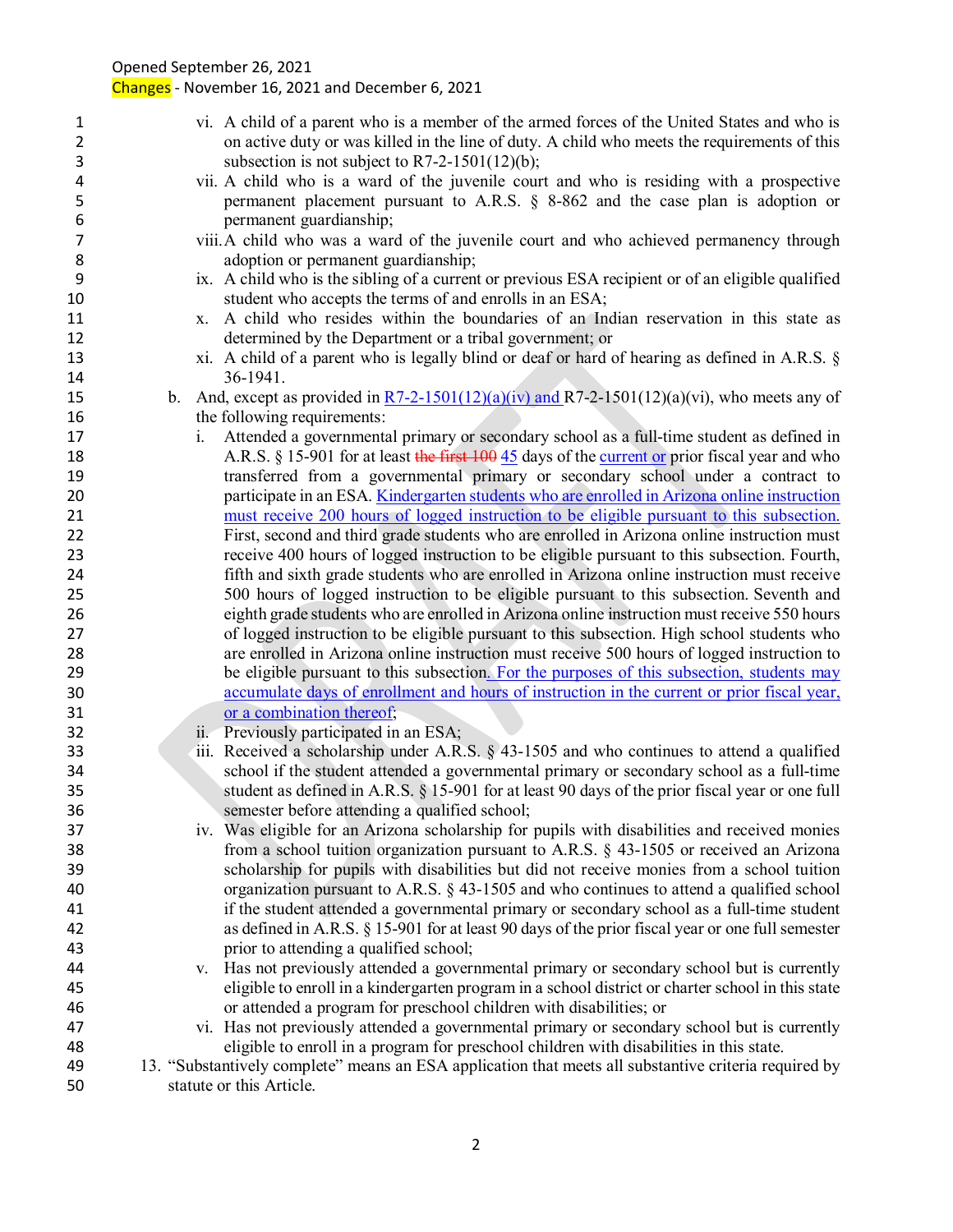vi. A child of a parent who is a member of the armed forces of the United States and who is on active duty or was killed in the line of duty. A child who meets the requirements of this subsection is not subject to R7-2-1501(12)(b);

vii. A child who is a ward of the juvenile court and who is residing with a prospective permanent placement pursuant to A.R.S. § 8-862 and the case plan is adoption or permanent guardianship;

viii. A child who was a ward of the juvenile court and who achieved permanency through adoption or permanent guardianship;

ix. A child who is the sibling of a current or previous ESA recipient or of an eligible qualified student who accepts the terms of and enrolls in an ESA;

x. A child who resides within the boundaries of an Indian reservation in this state as determined by the Department or a tribal government; or

xi. A child of a parent who is legally blind or deaf or hard of hearing as defined in A.R.S. § 36-1941.

b. And, except as provided in R7-2-1501(12)(a)(iv) and R7-2-1501(12)(a)(vi), who meets any of the following requirements:

i. Attended a governmental primary or secondary school as a full-time student as defined in A.R.S. § 15-901 for at least ~~the first 100~~ 45 days of the current or prior fiscal year and who transferred from a governmental primary or secondary school under a contract to participate in an ESA. Kindergarten students who are enrolled in Arizona online instruction must receive 200 hours of logged instruction to be eligible pursuant to this subsection. First, second and third grade students who are enrolled in Arizona online instruction must receive 400 hours of logged instruction to be eligible pursuant to this subsection. Fourth, fifth and sixth grade students who are enrolled in Arizona online instruction must receive 500 hours of logged instruction to be eligible pursuant to this subsection. Seventh and eighth grade students who are enrolled in Arizona online instruction must receive 550 hours of logged instruction to be eligible pursuant to this subsection. High school students who are enrolled in Arizona online instruction must receive 500 hours of logged instruction to be eligible pursuant to this subsection. For the purposes of this subsection, students may accumulate days of enrollment and hours of instruction in the current or prior fiscal year, or a combination thereof;

ii. Previously participated in an ESA;

iii. Received a scholarship under A.R.S. § 43-1505 and who continues to attend a qualified school if the student attended a governmental primary or secondary school as a full-time student as defined in A.R.S. § 15-901 for at least 90 days of the prior fiscal year or one full semester before attending a qualified school;

iv. Was eligible for an Arizona scholarship for pupils with disabilities and received monies from a school tuition organization pursuant to A.R.S. § 43-1505 or received an Arizona scholarship for pupils with disabilities but did not receive monies from a school tuition organization pursuant to A.R.S. § 43-1505 and who continues to attend a qualified school if the student attended a governmental primary or secondary school as a full-time student as defined in A.R.S. § 15-901 for at least 90 days of the prior fiscal year or one full semester prior to attending a qualified school;

v. Has not previously attended a governmental primary or secondary school but is currently eligible to enroll in a kindergarten program in a school district or charter school in this state or attended a program for preschool children with disabilities; or

vi. Has not previously attended a governmental primary or secondary school but is currently eligible to enroll in a program for preschool children with disabilities in this state.

13. "Substantively complete" means an ESA application that meets all substantive criteria required by statute or this Article.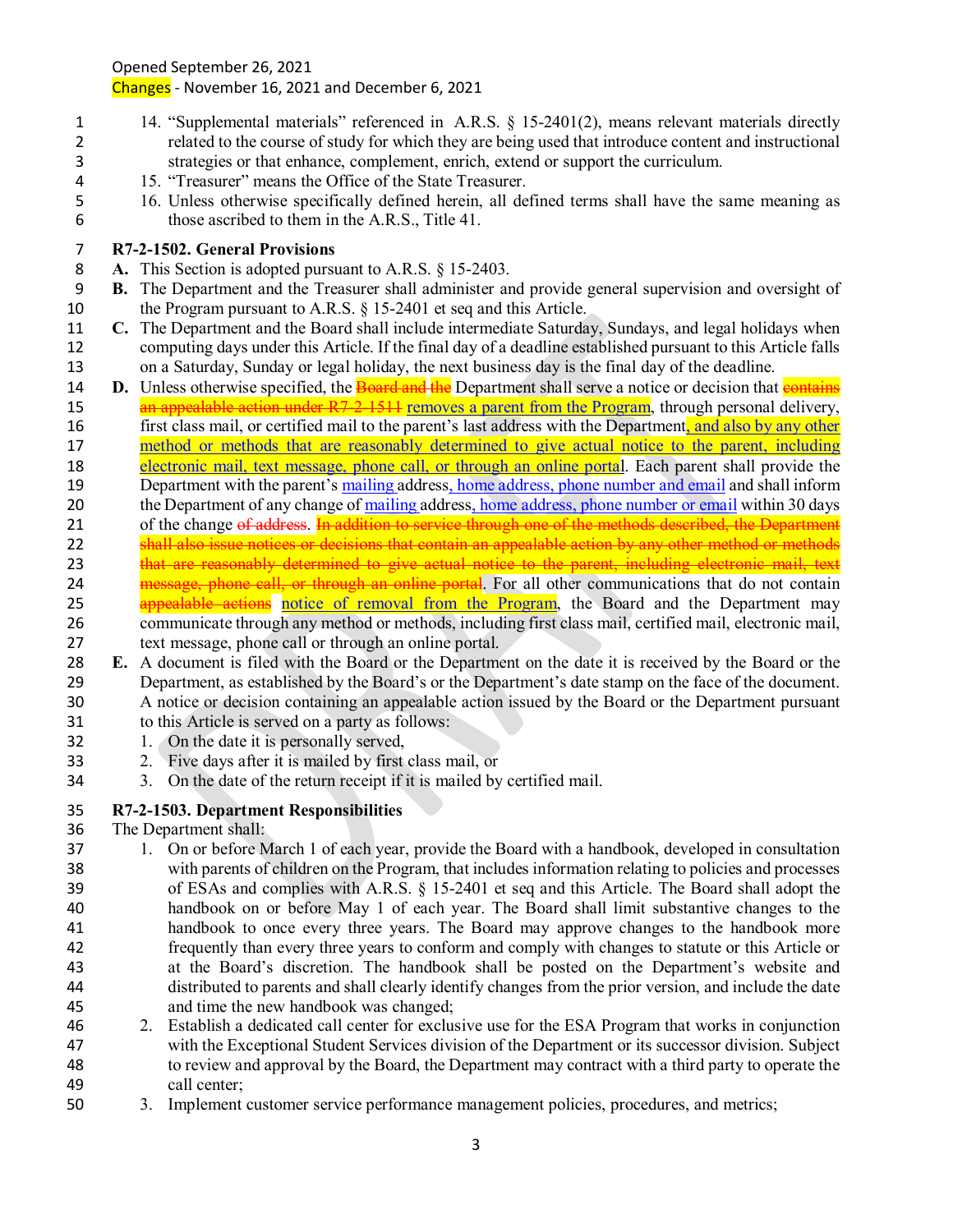14. "Supplemental materials" referenced in A.R.S. § 15-2401(2), means relevant materials directly related to the course of study for which they are being used that introduce content and instructional strategies or that enhance, complement, enrich, extend or support the curriculum.
15. "Treasurer" means the Office of the State Treasurer.
16. Unless otherwise specifically defined herein, all defined terms shall have the same meaning as those ascribed to them in the A.R.S., Title 41.

**R7-2-1502. General Provisions**

**A.** This Section is adopted pursuant to A.R.S. § 15-2403.

**B.** The Department and the Treasurer shall administer and provide general supervision and oversight of the Program pursuant to A.R.S. § 15-2401 et seq and this Article.

**C.** The Department and the Board shall include intermediate Saturday, Sundays, and legal holidays when computing days under this Article. If the final day of a deadline established pursuant to this Article falls on a Saturday, Sunday or legal holiday, the next business day is the final day of the deadline.

**D.** Unless otherwise specified, the ~~Board and the~~ Department shall serve a notice or decision that ~~contains an appealable action under R7-2-1511~~ removes a parent from the Program, through personal delivery, first class mail, or certified mail to the parent's last address with the Department, and also by any other method or methods that are reasonably determined to give actual notice to the parent, including electronic mail, text message, phone call, or through an online portal. Each parent shall provide the Department with the parent's mailing address, home address, phone number and email and shall inform the Department of any change of mailing address, home address, phone number or email within 30 days of the change ~~of address~~. ~~In addition to service through one of the methods described, the Department shall also issue notices or decisions that contain an appealable action by any other method or methods that are reasonably determined to give actual notice to the parent, including electronic mail, text message, phone call, or through an online portal~~. For all other communications that do not contain ~~appealable actions~~ notice of removal from the Program, the Board and the Department may communicate through any method or methods, including first class mail, certified mail, electronic mail, text message, phone call or through an online portal.

**E.** A document is filed with the Board or the Department on the date it is received by the Board or the Department, as established by the Board's or the Department's date stamp on the face of the document. A notice or decision containing an appealable action issued by the Board or the Department pursuant to this Article is served on a party as follows:

1. On the date it is personally served,
2. Five days after it is mailed by first class mail, or
3. On the date of the return receipt if it is mailed by certified mail.

**R7-2-1503. Department Responsibilities**

The Department shall:

1. On or before March 1 of each year, provide the Board with a handbook, developed in consultation with parents of children on the Program, that includes information relating to policies and processes of ESAs and complies with A.R.S. § 15-2401 et seq and this Article. The Board shall adopt the handbook on or before May 1 of each year. The Board shall limit substantive changes to the handbook to once every three years. The Board may approve changes to the handbook more frequently than every three years to conform and comply with changes to statute or this Article or at the Board's discretion. The handbook shall be posted on the Department's website and distributed to parents and shall clearly identify changes from the prior version, and include the date and time the new handbook was changed;
2. Establish a dedicated call center for exclusive use for the ESA Program that works in conjunction with the Exceptional Student Services division of the Department or its successor division. Subject to review and approval by the Board, the Department may contract with a third party to operate the call center;
3. Implement customer service performance management policies, procedures, and metrics;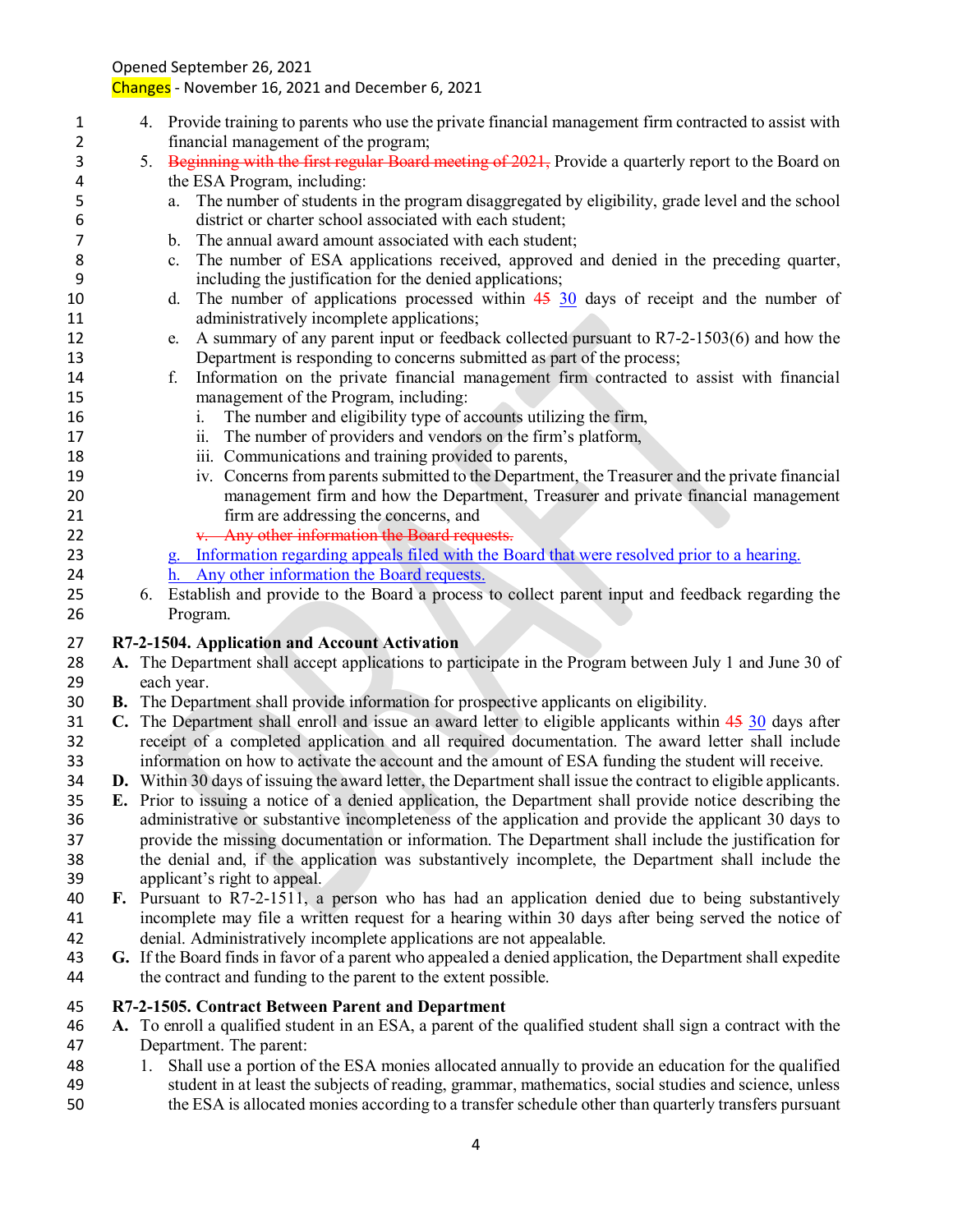Opened September 26, 2021

Changes - November 16, 2021 and December 6, 2021

4. Provide training to parents who use the private financial management firm contracted to assist with financial management of the program;
5. ~~Beginning with the first regular Board meeting of 2021,~~ Provide a quarterly report to the Board on the ESA Program, including:
   a. The number of students in the program disaggregated by eligibility, grade level and the school district or charter school associated with each student;
   b. The annual award amount associated with each student;
   c. The number of ESA applications received, approved and denied in the preceding quarter, including the justification for the denied applications;
   d. The number of applications processed within ~~45~~ 30 days of receipt and the number of administratively incomplete applications;
   e. A summary of any parent input or feedback collected pursuant to R7-2-1503(6) and how the Department is responding to concerns submitted as part of the process;
   f. Information on the private financial management firm contracted to assist with financial management of the Program, including:
      i. The number and eligibility type of accounts utilizing the firm,
      ii. The number of providers and vendors on the firm's platform,
      iii. Communications and training provided to parents,
      iv. Concerns from parents submitted to the Department, the Treasurer and the private financial management firm and how the Department, Treasurer and private financial management firm are addressing the concerns, and
      ~~v. Any other information the Board requests.~~
   g. Information regarding appeals filed with the Board that were resolved prior to a hearing.
   h. Any other information the Board requests.
6. Establish and provide to the Board a process to collect parent input and feedback regarding the Program.

**R7-2-1504. Application and Account Activation**

**A.** The Department shall accept applications to participate in the Program between July 1 and June 30 of each year.

**B.** The Department shall provide information for prospective applicants on eligibility.

**C.** The Department shall enroll and issue an award letter to eligible applicants within ~~45~~ 30 days after receipt of a completed application and all required documentation. The award letter shall include information on how to activate the account and the amount of ESA funding the student will receive.

**D.** Within 30 days of issuing the award letter, the Department shall issue the contract to eligible applicants.

**E.** Prior to issuing a notice of a denied application, the Department shall provide notice describing the administrative or substantive incompleteness of the application and provide the applicant 30 days to provide the missing documentation or information. The Department shall include the justification for the denial and, if the application was substantively incomplete, the Department shall include the applicant's right to appeal.

**F.** Pursuant to R7-2-1511, a person who has had an application denied due to being substantively incomplete may file a written request for a hearing within 30 days after being served the notice of denial. Administratively incomplete applications are not appealable.

**G.** If the Board finds in favor of a parent who appealed a denied application, the Department shall expedite the contract and funding to the parent to the extent possible.

**R7-2-1505. Contract Between Parent and Department**

**A.** To enroll a qualified student in an ESA, a parent of the qualified student shall sign a contract with the Department. The parent:

1. Shall use a portion of the ESA monies allocated annually to provide an education for the qualified student in at least the subjects of reading, grammar, mathematics, social studies and science, unless the ESA is allocated monies according to a transfer schedule other than quarterly transfers pursuant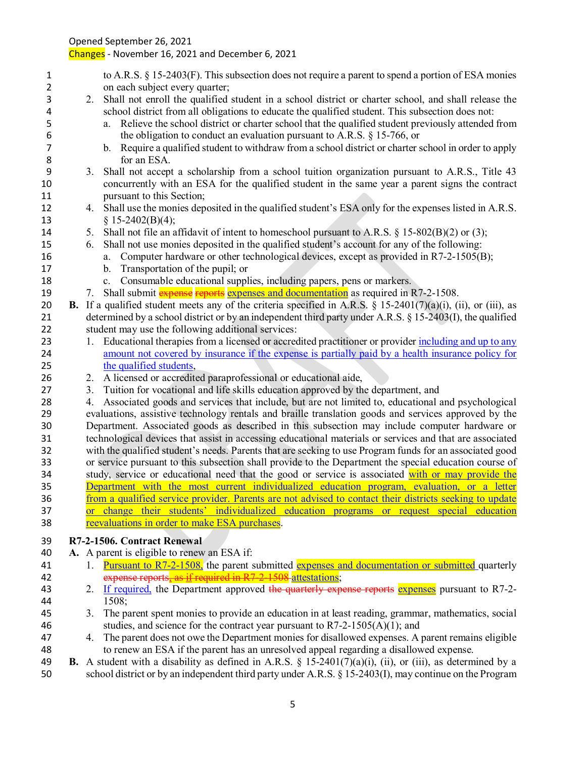Opened September 26, 2021
Changes - November 16, 2021 and December 6, 2021

to A.R.S. § 15-2403(F). This subsection does not require a parent to spend a portion of ESA monies on each subject every quarter;

2. Shall not enroll the qualified student in a school district or charter school, and shall release the school district from all obligations to educate the qualified student. This subsection does not:
   a. Relieve the school district or charter school that the qualified student previously attended from the obligation to conduct an evaluation pursuant to A.R.S. § 15-766, or
   b. Require a qualified student to withdraw from a school district or charter school in order to apply for an ESA.
3. Shall not accept a scholarship from a school tuition organization pursuant to A.R.S., Title 43 concurrently with an ESA for the qualified student in the same year a parent signs the contract pursuant to this Section;
4. Shall use the monies deposited in the qualified student's ESA only for the expenses listed in A.R.S. § 15-2402(B)(4);
5. Shall not file an affidavit of intent to homeschool pursuant to A.R.S. § 15-802(B)(2) or (3);
6. Shall not use monies deposited in the qualified student's account for any of the following:
   a. Computer hardware or other technological devices, except as provided in R7-2-1505(B);
   b. Transportation of the pupil; or
   c. Consumable educational supplies, including papers, pens or markers.
7. Shall submit ~~expense reports~~ expenses and documentation as required in R7-2-1508.

**B.** If a qualified student meets any of the criteria specified in A.R.S. § 15-2401(7)(a)(i), (ii), or (iii), as determined by a school district or by an independent third party under A.R.S. § 15-2403(I), the qualified student may use the following additional services:

1. Educational therapies from a licensed or accredited practitioner or provider including and up to any amount not covered by insurance if the expense is partially paid by a health insurance policy for the qualified students,
2. A licensed or accredited paraprofessional or educational aide,
3. Tuition for vocational and life skills education approved by the department, and
4. Associated goods and services that include, but are not limited to, educational and psychological evaluations, assistive technology rentals and braille translation goods and services approved by the Department. Associated goods as described in this subsection may include computer hardware or technological devices that assist in accessing educational materials or services and that are associated with the qualified student's needs. Parents that are seeking to use Program funds for an associated good or service pursuant to this subsection shall provide to the Department the special education course of study, service or educational need that the good or service is associated with or may provide the Department with the most current individualized education program, evaluation, or a letter from a qualified service provider. Parents are not advised to contact their districts seeking to update or change their students' individualized education programs or request special education reevaluations in order to make ESA purchases.

**R7-2-1506. Contract Renewal**

**A.** A parent is eligible to renew an ESA if:

1. Pursuant to R7-2-1508, the parent submitted expenses and documentation or submitted quarterly ~~expense reports, as if required in R7-2-1508~~ attestations;
2. If required, the Department approved ~~the quarterly expense reports~~ expenses pursuant to R7-2-1508;
3. The parent spent monies to provide an education in at least reading, grammar, mathematics, social studies, and science for the contract year pursuant to R7-2-1505(A)(1); and
4. The parent does not owe the Department monies for disallowed expenses. A parent remains eligible to renew an ESA if the parent has an unresolved appeal regarding a disallowed expense.

**B.** A student with a disability as defined in A.R.S. § 15-2401(7)(a)(i), (ii), or (iii), as determined by a school district or by an independent third party under A.R.S. § 15-2403(I), may continue on the Program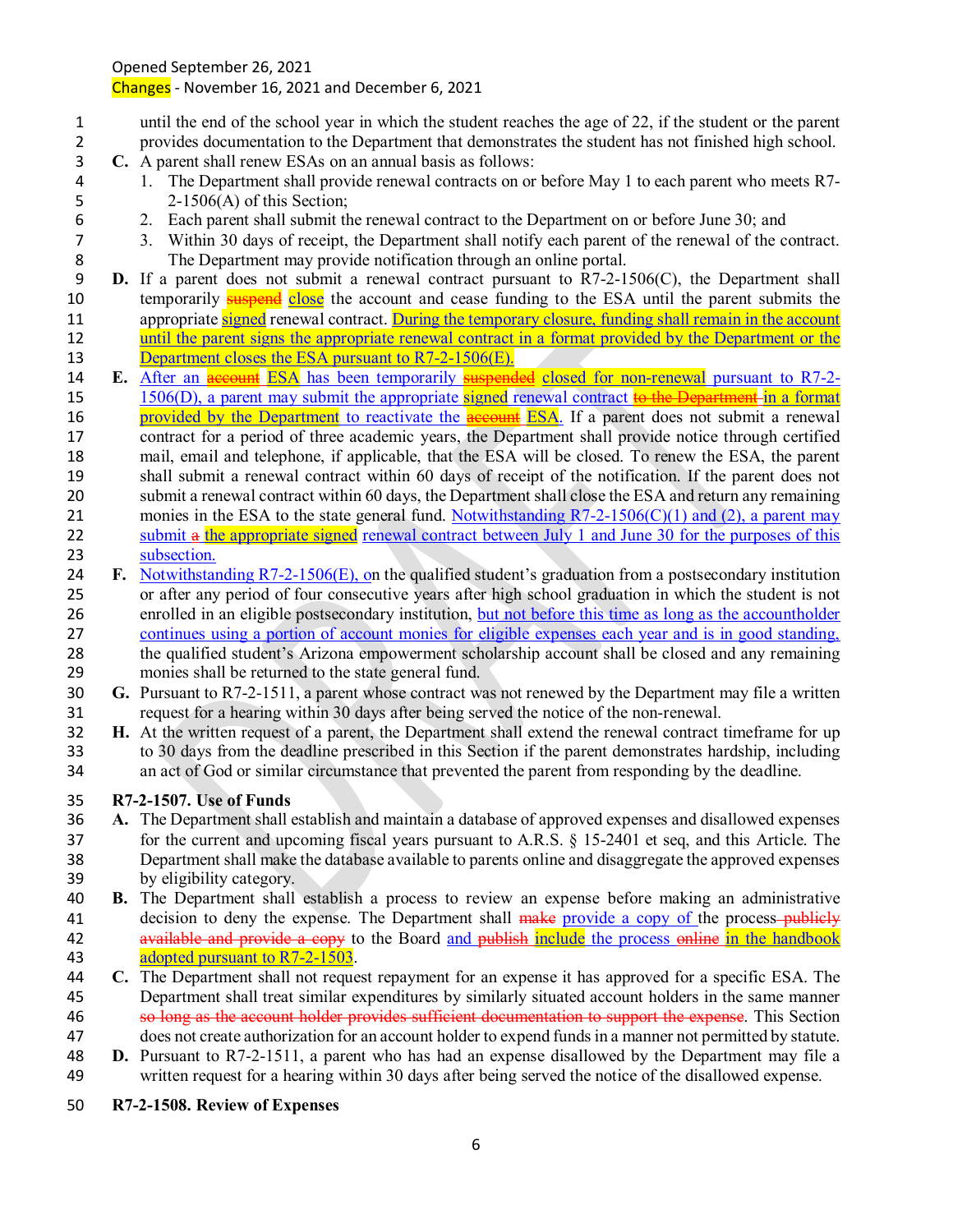Opened September 26, 2021

Changes - November 16, 2021 and December 6, 2021

until the end of the school year in which the student reaches the age of 22, if the student or the parent provides documentation to the Department that demonstrates the student has not finished high school.

**C.** A parent shall renew ESAs on an annual basis as follows:

1. The Department shall provide renewal contracts on or before May 1 to each parent who meets R7-2-1506(A) of this Section;
2. Each parent shall submit the renewal contract to the Department on or before June 30; and
3. Within 30 days of receipt, the Department shall notify each parent of the renewal of the contract. The Department may provide notification through an online portal.

**D.** If a parent does not submit a renewal contract pursuant to R7-2-1506(C), the Department shall temporarily ~~suspend~~ close the account and cease funding to the ESA until the parent submits the appropriate signed renewal contract. During the temporary closure, funding shall remain in the account until the parent signs the appropriate renewal contract in a format provided by the Department or the Department closes the ESA pursuant to R7-2-1506(E).

**E.** After an ~~account~~ ESA has been temporarily ~~suspended~~ closed for non-renewal pursuant to R7-2-1506(D), a parent may submit the appropriate signed renewal contract ~~to the Department~~ in a format provided by the Department to reactivate the ~~account~~ ESA. If a parent does not submit a renewal contract for a period of three academic years, the Department shall provide notice through certified mail, email and telephone, if applicable, that the ESA will be closed. To renew the ESA, the parent shall submit a renewal contract within 60 days of receipt of the notification. If the parent does not submit a renewal contract within 60 days, the Department shall close the ESA and return any remaining monies in the ESA to the state general fund. Notwithstanding R7-2-1506(C)(1) and (2), a parent may submit ~~a~~ the appropriate signed renewal contract between July 1 and June 30 for the purposes of this subsection.

**F.** Notwithstanding R7-2-1506(E), on the qualified student's graduation from a postsecondary institution or after any period of four consecutive years after high school graduation in which the student is not enrolled in an eligible postsecondary institution, but not before this time as long as the accountholder continues using a portion of account monies for eligible expenses each year and is in good standing, the qualified student's Arizona empowerment scholarship account shall be closed and any remaining monies shall be returned to the state general fund.

**G.** Pursuant to R7-2-1511, a parent whose contract was not renewed by the Department may file a written request for a hearing within 30 days after being served the notice of the non-renewal.

**H.** At the written request of a parent, the Department shall extend the renewal contract timeframe for up to 30 days from the deadline prescribed in this Section if the parent demonstrates hardship, including an act of God or similar circumstance that prevented the parent from responding by the deadline.

**R7-2-1507. Use of Funds**

**A.** The Department shall establish and maintain a database of approved expenses and disallowed expenses for the current and upcoming fiscal years pursuant to A.R.S. § 15-2401 et seq, and this Article. The Department shall make the database available to parents online and disaggregate the approved expenses by eligibility category.

**B.** The Department shall establish a process to review an expense before making an administrative decision to deny the expense. The Department shall ~~make~~ provide a copy of the process ~~publicly available and provide a copy~~ to the Board and ~~publish~~ include the process ~~online~~ in the handbook adopted pursuant to R7-2-1503.

**C.** The Department shall not request repayment for an expense it has approved for a specific ESA. The Department shall treat similar expenditures by similarly situated account holders in the same manner ~~so long as the account holder provides sufficient documentation to support the expense~~. This Section does not create authorization for an account holder to expend funds in a manner not permitted by statute.

**D.** Pursuant to R7-2-1511, a parent who has had an expense disallowed by the Department may file a written request for a hearing within 30 days after being served the notice of the disallowed expense.

**R7-2-1508. Review of Expenses**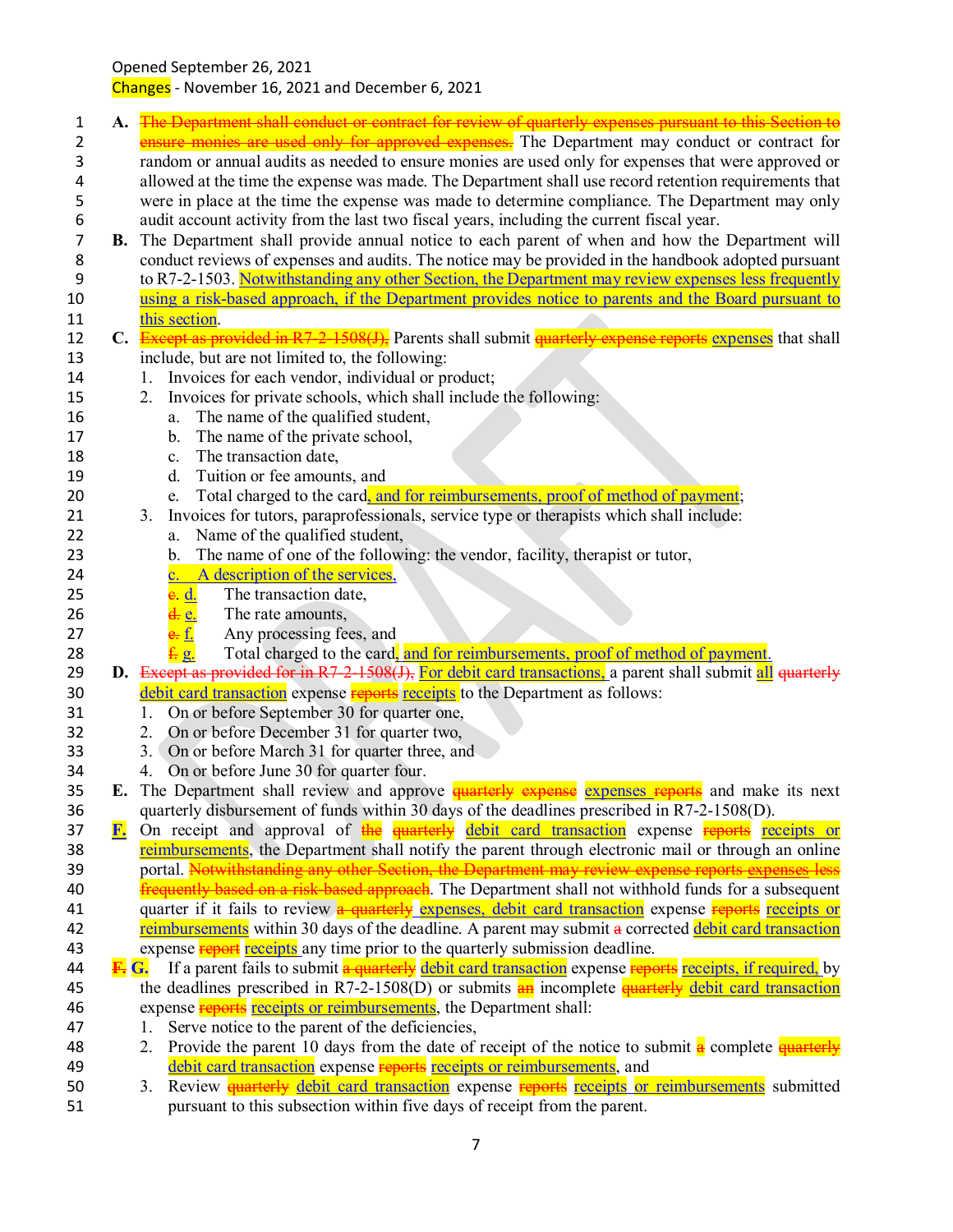Opened September 26, 2021
Changes - November 16, 2021 and December 6, 2021

1 **A.** ~~The Department shall conduct or contract for review of quarterly expenses pursuant to this Section to ensure monies are used only for approved expenses.~~ The Department may conduct or contract for random or annual audits as needed to ensure monies are used only for expenses that were approved or allowed at the time the expense was made. The Department shall use record retention requirements that were in place at the time the expense was made to determine compliance. The Department may only audit account activity from the last two fiscal years, including the current fiscal year.

7 **B.** The Department shall provide annual notice to each parent of when and how the Department will conduct reviews of expenses and audits. The notice may be provided in the handbook adopted pursuant to R7-2-1503. Notwithstanding any other Section, the Department may review expenses less frequently using a risk-based approach, if the Department provides notice to parents and the Board pursuant to this section.

12 **C.** ~~Except as provided in R7-2-1508(J),~~ Parents shall submit ~~quarterly expense reports~~ expenses that shall include, but are not limited to, the following:

1. Invoices for each vendor, individual or product;
2. Invoices for private schools, which shall include the following:
   a. The name of the qualified student,
   b. The name of the private school,
   c. The transaction date,
   d. Tuition or fee amounts, and
   e. Total charged to the card, and for reimbursements, proof of method of payment;
3. Invoices for tutors, paraprofessionals, service type or therapists which shall include:
   a. Name of the qualified student,
   b. The name of one of the following: the vendor, facility, therapist or tutor,
   c. A description of the services,
   ~~c.~~ d. The transaction date,
   ~~d.~~ e. The rate amounts,
   ~~e.~~ f. Any processing fees, and
   ~~f.~~ g. Total charged to the card, and for reimbursements, proof of method of payment.

29 **D.** ~~Except as provided for in R7-2-1508(J),~~ For debit card transactions, a parent shall submit all ~~quarterly~~ debit card transaction expense ~~reports~~ receipts to the Department as follows:

1. On or before September 30 for quarter one,
2. On or before December 31 for quarter two,
3. On or before March 31 for quarter three, and
4. On or before June 30 for quarter four.

35 **E.** The Department shall review and approve ~~quarterly expense~~ expenses ~~reports~~ and make its next quarterly disbursement of funds within 30 days of the deadlines prescribed in R7-2-1508(D).

37 **F.** On receipt and approval of ~~the~~ ~~quarterly~~ debit card transaction expense ~~reports~~ receipts or reimbursements, the Department shall notify the parent through electronic mail or through an online portal. ~~Notwithstanding any other Section, the Department may review expense reports expenses less frequently based on a risk-based approach.~~ The Department shall not withhold funds for a subsequent quarter if it fails to review ~~a quarterly~~ expenses, debit card transaction expense ~~reports~~ receipts or reimbursements within 30 days of the deadline. A parent may submit ~~a~~ corrected debit card transaction expense ~~report~~ receipts any time prior to the quarterly submission deadline.

44 ~~**F.**~~ **G.** If a parent fails to submit ~~a quarterly~~ debit card transaction expense ~~reports~~ receipts, if required, by the deadlines prescribed in R7-2-1508(D) or submits ~~an~~ incomplete ~~quarterly~~ debit card transaction expense ~~reports~~ receipts or reimbursements, the Department shall:

1. Serve notice to the parent of the deficiencies,
2. Provide the parent 10 days from the date of receipt of the notice to submit ~~a~~ complete ~~quarterly~~ debit card transaction expense ~~reports~~ receipts or reimbursements, and
3. Review ~~quarterly~~ debit card transaction expense ~~reports~~ receipts or reimbursements submitted pursuant to this subsection within five days of receipt from the parent.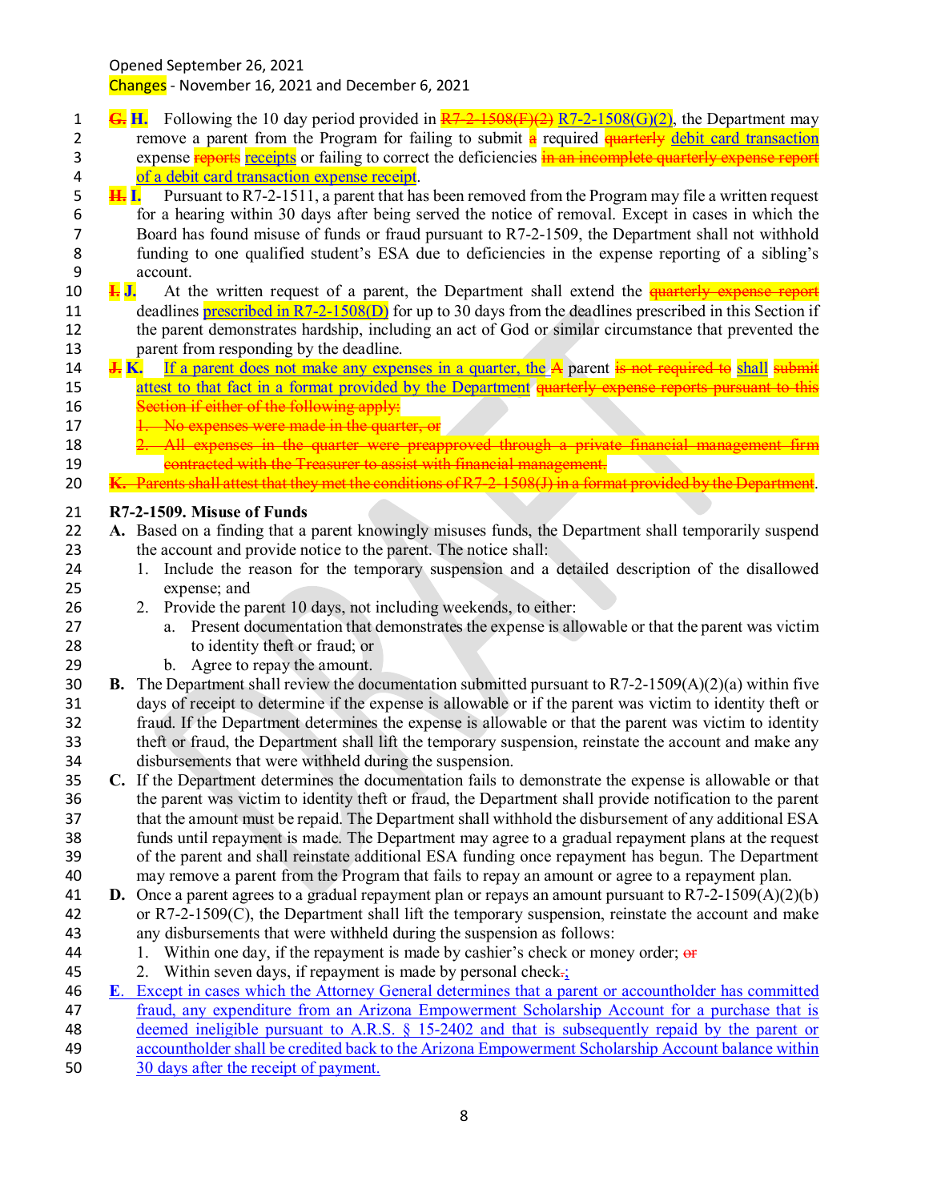Opened September 26, 2021

Changes - November 16, 2021 and December 6, 2021

~~G.~~ **H.** Following the 10 day period provided in ~~R7-2-1508(F)(2)~~ R7-2-1508(G)(2), the Department may remove a parent from the Program for failing to submit ~~a~~ required ~~quarterly~~ debit card transaction expense ~~reports~~ receipts or failing to correct the deficiencies ~~in an incomplete quarterly expense report~~ of a debit card transaction expense receipt.

~~H.~~ **I.** Pursuant to R7-2-1511, a parent that has been removed from the Program may file a written request for a hearing within 30 days after being served the notice of removal. Except in cases in which the Board has found misuse of funds or fraud pursuant to R7-2-1509, the Department shall not withhold funding to one qualified student's ESA due to deficiencies in the expense reporting of a sibling's account.

~~I.~~ **J.** At the written request of a parent, the Department shall extend the ~~quarterly expense report~~ deadlines prescribed in R7-2-1508(D) for up to 30 days from the deadlines prescribed in this Section if the parent demonstrates hardship, including an act of God or similar circumstance that prevented the parent from responding by the deadline.

~~J.~~ **K.** If a parent does not make any expenses in a quarter, the ~~A~~ parent ~~is not required to~~ shall ~~submit~~ attest to that fact in a format provided by the Department ~~quarterly expense reports pursuant to this Section if either of the following apply:~~

~~1. No expenses were made in the quarter, or~~

~~2. All expenses in the quarter were preapproved through a private financial management firm contracted with the Treasurer to assist with financial management.~~

~~K. Parents shall attest that they met the conditions of R7-2-1508(J) in a format provided by the Department~~.

**R7-2-1509. Misuse of Funds**

**A.** Based on a finding that a parent knowingly misuses funds, the Department shall temporarily suspend the account and provide notice to the parent. The notice shall:

1. Include the reason for the temporary suspension and a detailed description of the disallowed expense; and
2. Provide the parent 10 days, not including weekends, to either:
   a. Present documentation that demonstrates the expense is allowable or that the parent was victim to identity theft or fraud; or
   b. Agree to repay the amount.

**B.** The Department shall review the documentation submitted pursuant to R7-2-1509(A)(2)(a) within five days of receipt to determine if the expense is allowable or if the parent was victim to identity theft or fraud. If the Department determines the expense is allowable or that the parent was victim to identity theft or fraud, the Department shall lift the temporary suspension, reinstate the account and make any disbursements that were withheld during the suspension.

**C.** If the Department determines the documentation fails to demonstrate the expense is allowable or that the parent was victim to identity theft or fraud, the Department shall provide notification to the parent that the amount must be repaid. The Department shall withhold the disbursement of any additional ESA funds until repayment is made. The Department may agree to a gradual repayment plans at the request of the parent and shall reinstate additional ESA funding once repayment has begun. The Department may remove a parent from the Program that fails to repay an amount or agree to a repayment plan.

**D.** Once a parent agrees to a gradual repayment plan or repays an amount pursuant to R7-2-1509(A)(2)(b) or R7-2-1509(C), the Department shall lift the temporary suspension, reinstate the account and make any disbursements that were withheld during the suspension as follows:

1. Within one day, if the repayment is made by cashier's check or money order; ~~or~~
2. Within seven days, if repayment is made by personal check~~.~~;

E. Except in cases which the Attorney General determines that a parent or accountholder has committed fraud, any expenditure from an Arizona Empowerment Scholarship Account for a purchase that is deemed ineligible pursuant to A.R.S. § 15-2402 and that is subsequently repaid by the parent or accountholder shall be credited back to the Arizona Empowerment Scholarship Account balance within 30 days after the receipt of payment.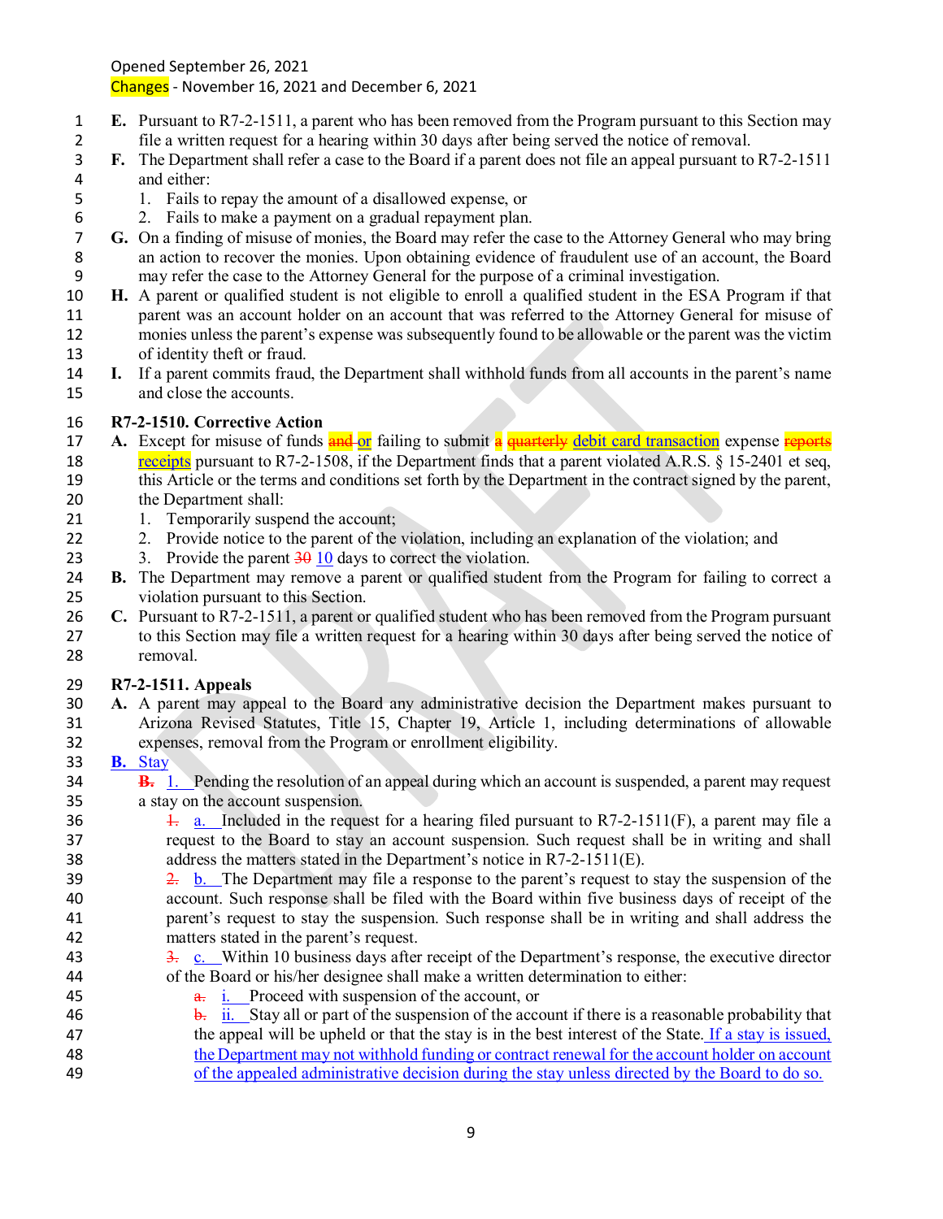Opened September 26, 2021
Changes - November 16, 2021 and December 6, 2021

**E.** Pursuant to R7-2-1511, a parent who has been removed from the Program pursuant to this Section may file a written request for a hearing within 30 days after being served the notice of removal.

**F.** The Department shall refer a case to the Board if a parent does not file an appeal pursuant to R7-2-1511 and either:

1. Fails to repay the amount of a disallowed expense, or
2. Fails to make a payment on a gradual repayment plan.

**G.** On a finding of misuse of monies, the Board may refer the case to the Attorney General who may bring an action to recover the monies. Upon obtaining evidence of fraudulent use of an account, the Board may refer the case to the Attorney General for the purpose of a criminal investigation.

**H.** A parent or qualified student is not eligible to enroll a qualified student in the ESA Program if that parent was an account holder on an account that was referred to the Attorney General for misuse of monies unless the parent's expense was subsequently found to be allowable or the parent was the victim of identity theft or fraud.

**I.** If a parent commits fraud, the Department shall withhold funds from all accounts in the parent's name and close the accounts.

**R7-2-1510. Corrective Action**

**A.** Except for misuse of funds ~~and~~ or failing to submit ~~a~~ ~~quarterly~~ debit card transaction expense ~~reports~~ receipts pursuant to R7-2-1508, if the Department finds that a parent violated A.R.S. § 15-2401 et seq, this Article or the terms and conditions set forth by the Department in the contract signed by the parent, the Department shall:

1. Temporarily suspend the account;
2. Provide notice to the parent of the violation, including an explanation of the violation; and
3. Provide the parent ~~30~~ 10 days to correct the violation.

**B.** The Department may remove a parent or qualified student from the Program for failing to correct a violation pursuant to this Section.

**C.** Pursuant to R7-2-1511, a parent or qualified student who has been removed from the Program pursuant to this Section may file a written request for a hearing within 30 days after being served the notice of removal.

**R7-2-1511. Appeals**

**A.** A parent may appeal to the Board any administrative decision the Department makes pursuant to Arizona Revised Statutes, Title 15, Chapter 19, Article 1, including determinations of allowable expenses, removal from the Program or enrollment eligibility.

**B.** Stay

~~**B.**~~ 1. Pending the resolution of an appeal during which an account is suspended, a parent may request a stay on the account suspension.

~~1.~~ a. Included in the request for a hearing filed pursuant to R7-2-1511(F), a parent may file a request to the Board to stay an account suspension. Such request shall be in writing and shall address the matters stated in the Department's notice in R7-2-1511(E).

~~2.~~ b. The Department may file a response to the parent's request to stay the suspension of the account. Such response shall be filed with the Board within five business days of receipt of the parent's request to stay the suspension. Such response shall be in writing and shall address the matters stated in the parent's request.

~~3.~~ c. Within 10 business days after receipt of the Department's response, the executive director of the Board or his/her designee shall make a written determination to either:

~~a.~~ i. Proceed with suspension of the account, or

~~b.~~ ii. Stay all or part of the suspension of the account if there is a reasonable probability that the appeal will be upheld or that the stay is in the best interest of the State. If a stay is issued, the Department may not withhold funding or contract renewal for the account holder on account of the appealed administrative decision during the stay unless directed by the Board to do so.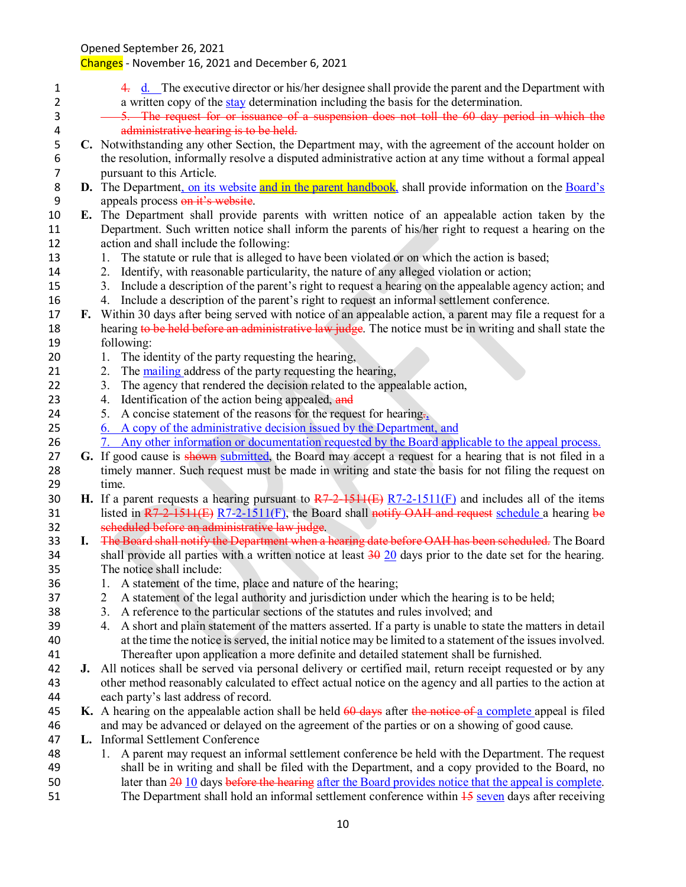Opened September 26, 2021
Changes - November 16, 2021 and December 6, 2021

~~4.~~ d. The executive director or his/her designee shall provide the parent and the Department with a written copy of the stay determination including the basis for the determination.

~~5. The request for or issuance of a suspension does not toll the 60 day period in which the administrative hearing is to be held.~~

**C.** Notwithstanding any other Section, the Department may, with the agreement of the account holder on the resolution, informally resolve a disputed administrative action at any time without a formal appeal pursuant to this Article.

**D.** The Department, on its website and in the parent handbook, shall provide information on the Board's appeals process ~~on it's website~~.

**E.** The Department shall provide parents with written notice of an appealable action taken by the Department. Such written notice shall inform the parents of his/her right to request a hearing on the action and shall include the following:

1. The statute or rule that is alleged to have been violated or on which the action is based;
2. Identify, with reasonable particularity, the nature of any alleged violation or action;
3. Include a description of the parent's right to request a hearing on the appealable agency action; and
4. Include a description of the parent's right to request an informal settlement conference.

**F.** Within 30 days after being served with notice of an appealable action, a parent may file a request for a hearing ~~to be held before an administrative law judge~~. The notice must be in writing and shall state the following:

1. The identity of the party requesting the hearing,
2. The mailing address of the party requesting the hearing,
3. The agency that rendered the decision related to the appealable action,
4. Identification of the action being appealed, ~~and~~
5. A concise statement of the reasons for the request for hearing~~.~~,
6. A copy of the administrative decision issued by the Department, and
7. Any other information or documentation requested by the Board applicable to the appeal process.

**G.** If good cause is ~~shown~~ submitted, the Board may accept a request for a hearing that is not filed in a timely manner. Such request must be made in writing and state the basis for not filing the request on time.

**H.** If a parent requests a hearing pursuant to ~~R7-2-1511(E)~~ R7-2-1511(F) and includes all of the items listed in ~~R7-2-1511(E)~~ R7-2-1511(F), the Board shall ~~notify OAH and request~~ schedule a hearing ~~be scheduled before an administrative law judge~~.

**I.** ~~The Board shall notify the Department when a hearing date before OAH has been scheduled.~~ The Board shall provide all parties with a written notice at least ~~30~~ 20 days prior to the date set for the hearing. The notice shall include:

1. A statement of the time, place and nature of the hearing;
2. A statement of the legal authority and jurisdiction under which the hearing is to be held;
3. A reference to the particular sections of the statutes and rules involved; and
4. A short and plain statement of the matters asserted. If a party is unable to state the matters in detail at the time the notice is served, the initial notice may be limited to a statement of the issues involved. Thereafter upon application a more definite and detailed statement shall be furnished.

**J.** All notices shall be served via personal delivery or certified mail, return receipt requested or by any other method reasonably calculated to effect actual notice on the agency and all parties to the action at each party's last address of record.

**K.** A hearing on the appealable action shall be held ~~60 days~~ after ~~the notice of~~ a complete appeal is filed and may be advanced or delayed on the agreement of the parties or on a showing of good cause.

**L.** Informal Settlement Conference

1. A parent may request an informal settlement conference be held with the Department. The request shall be in writing and shall be filed with the Department, and a copy provided to the Board, no later than ~~20~~ 10 days ~~before the hearing~~ after the Board provides notice that the appeal is complete. The Department shall hold an informal settlement conference within ~~15~~ seven days after receiving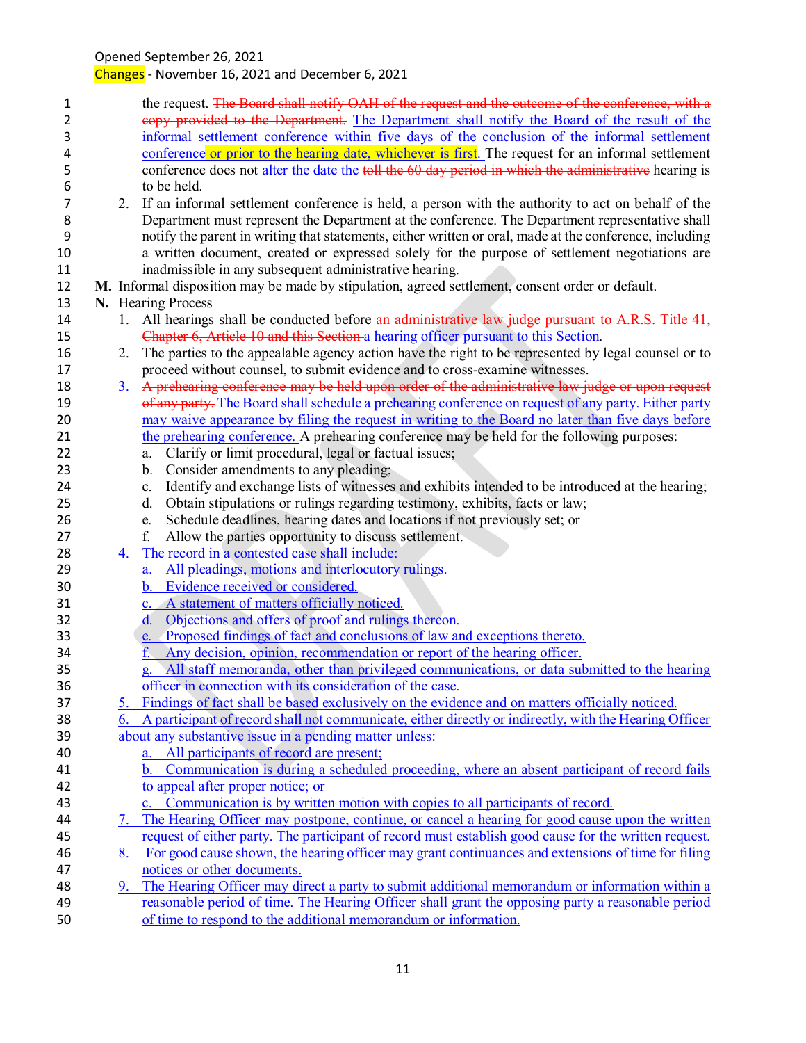Opened September 26, 2021

Changes - November 16, 2021 and December 6, 2021

the request. ~~The Board shall notify OAH of the request and the outcome of the conference, with a copy provided to the Department.~~ The Department shall notify the Board of the result of the informal settlement conference within five days of the conclusion of the informal settlement conference or prior to the hearing date, whichever is first. The request for an informal settlement conference does not alter the date the ~~toll the 60 day period in which the administrative~~ hearing is to be held.

2. If an informal settlement conference is held, a person with the authority to act on behalf of the Department must represent the Department at the conference. The Department representative shall notify the parent in writing that statements, either written or oral, made at the conference, including a written document, created or expressed solely for the purpose of settlement negotiations are inadmissible in any subsequent administrative hearing.

**M.** Informal disposition may be made by stipulation, agreed settlement, consent order or default.

**N.** Hearing Process

1. All hearings shall be conducted before ~~an administrative law judge pursuant to A.R.S. Title 41, Chapter 6, Article 10 and this Section~~ a hearing officer pursuant to this Section.
2. The parties to the appealable agency action have the right to be represented by legal counsel or to proceed without counsel, to submit evidence and to cross-examine witnesses.
3. ~~A prehearing conference may be held upon order of the administrative law judge or upon request of any party.~~ The Board shall schedule a prehearing conference on request of any party. Either party may waive appearance by filing the request in writing to the Board no later than five days before the prehearing conference. A prehearing conference may be held for the following purposes:
   a. Clarify or limit procedural, legal or factual issues;
   b. Consider amendments to any pleading;
   c. Identify and exchange lists of witnesses and exhibits intended to be introduced at the hearing;
   d. Obtain stipulations or rulings regarding testimony, exhibits, facts or law;
   e. Schedule deadlines, hearing dates and locations if not previously set; or
   f. Allow the parties opportunity to discuss settlement.
4. The record in a contested case shall include:
   a. All pleadings, motions and interlocutory rulings.
   b. Evidence received or considered.
   c. A statement of matters officially noticed.
   d. Objections and offers of proof and rulings thereon.
   e. Proposed findings of fact and conclusions of law and exceptions thereto.
   f. Any decision, opinion, recommendation or report of the hearing officer.
   g. All staff memoranda, other than privileged communications, or data submitted to the hearing officer in connection with its consideration of the case.
5. Findings of fact shall be based exclusively on the evidence and on matters officially noticed.
6. A participant of record shall not communicate, either directly or indirectly, with the Hearing Officer about any substantive issue in a pending matter unless:
   a. All participants of record are present;
   b. Communication is during a scheduled proceeding, where an absent participant of record fails to appeal after proper notice; or
   c. Communication is by written motion with copies to all participants of record.
7. The Hearing Officer may postpone, continue, or cancel a hearing for good cause upon the written request of either party. The participant of record must establish good cause for the written request.
8. For good cause shown, the hearing officer may grant continuances and extensions of time for filing notices or other documents.
9. The Hearing Officer may direct a party to submit additional memorandum or information within a reasonable period of time. The Hearing Officer shall grant the opposing party a reasonable period of time to respond to the additional memorandum or information.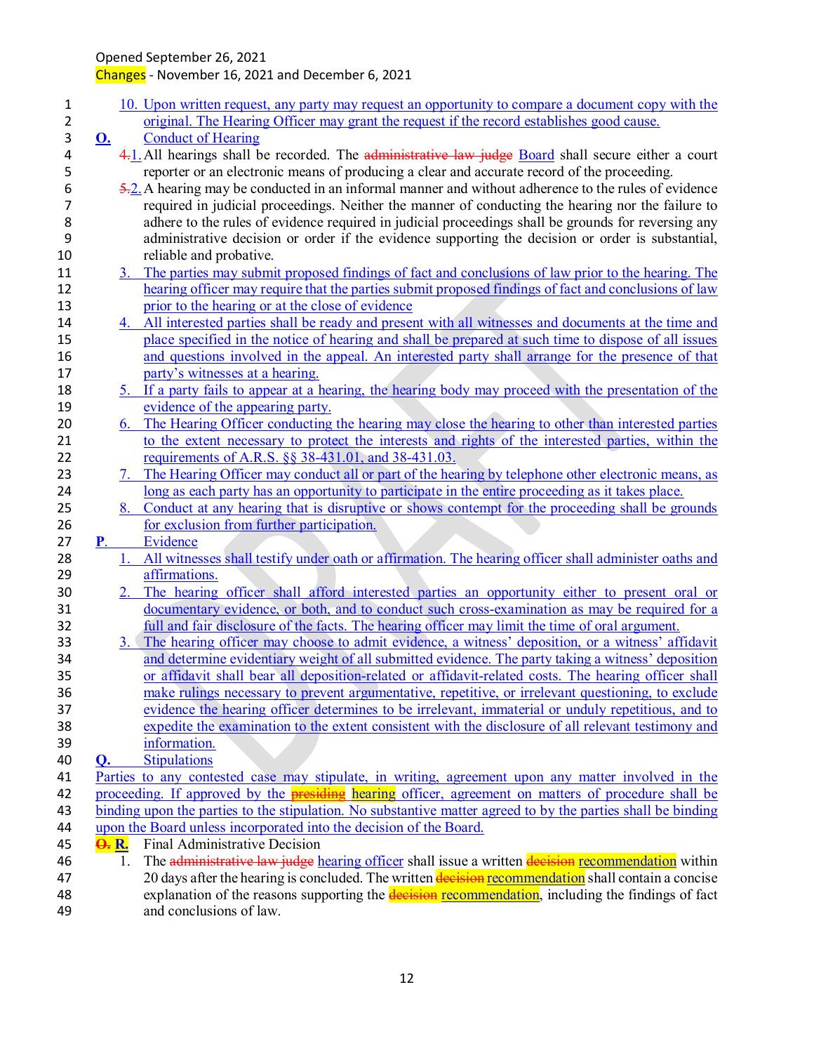Opened September 26, 2021
Changes - November 16, 2021 and December 6, 2021

10. Upon written request, any party may request an opportunity to compare a document copy with the original. The Hearing Officer may grant the request if the record establishes good cause.

**O.** Conduct of Hearing

~~4.~~1. All hearings shall be recorded. The ~~administrative law judge~~ Board shall secure either a court reporter or an electronic means of producing a clear and accurate record of the proceeding.

~~5.~~2. A hearing may be conducted in an informal manner and without adherence to the rules of evidence required in judicial proceedings. Neither the manner of conducting the hearing nor the failure to adhere to the rules of evidence required in judicial proceedings shall be grounds for reversing any administrative decision or order if the evidence supporting the decision or order is substantial, reliable and probative.

3. The parties may submit proposed findings of fact and conclusions of law prior to the hearing. The hearing officer may require that the parties submit proposed findings of fact and conclusions of law prior to the hearing or at the close of evidence

4. All interested parties shall be ready and present with all witnesses and documents at the time and place specified in the notice of hearing and shall be prepared at such time to dispose of all issues and questions involved in the appeal. An interested party shall arrange for the presence of that party's witnesses at a hearing.

5. If a party fails to appear at a hearing, the hearing body may proceed with the presentation of the evidence of the appearing party.

6. The Hearing Officer conducting the hearing may close the hearing to other than interested parties to the extent necessary to protect the interests and rights of the interested parties, within the requirements of A.R.S. §§ 38-431.01, and 38-431.03.

7. The Hearing Officer may conduct all or part of the hearing by telephone other electronic means, as long as each party has an opportunity to participate in the entire proceeding as it takes place.

8. Conduct at any hearing that is disruptive or shows contempt for the proceeding shall be grounds for exclusion from further participation.

**P.** Evidence

1. All witnesses shall testify under oath or affirmation. The hearing officer shall administer oaths and affirmations.

2. The hearing officer shall afford interested parties an opportunity either to present oral or documentary evidence, or both, and to conduct such cross-examination as may be required for a full and fair disclosure of the facts. The hearing officer may limit the time of oral argument.

3. The hearing officer may choose to admit evidence, a witness' deposition, or a witness' affidavit and determine evidentiary weight of all submitted evidence. The party taking a witness' deposition or affidavit shall bear all deposition-related or affidavit-related costs. The hearing officer shall make rulings necessary to prevent argumentative, repetitive, or irrelevant questioning, to exclude evidence the hearing officer determines to be irrelevant, immaterial or unduly repetitious, and to expedite the examination to the extent consistent with the disclosure of all relevant testimony and information.

**Q.** Stipulations

Parties to any contested case may stipulate, in writing, agreement upon any matter involved in the proceeding. If approved by the ~~presiding~~ hearing officer, agreement on matters of procedure shall be binding upon the parties to the stipulation. No substantive matter agreed to by the parties shall be binding upon the Board unless incorporated into the decision of the Board.

~~**O.**~~ **R.** Final Administrative Decision

1. The ~~administrative law judge~~ hearing officer shall issue a written ~~decision~~ recommendation within 20 days after the hearing is concluded. The written ~~decision~~ recommendation shall contain a concise explanation of the reasons supporting the ~~decision~~ recommendation, including the findings of fact and conclusions of law.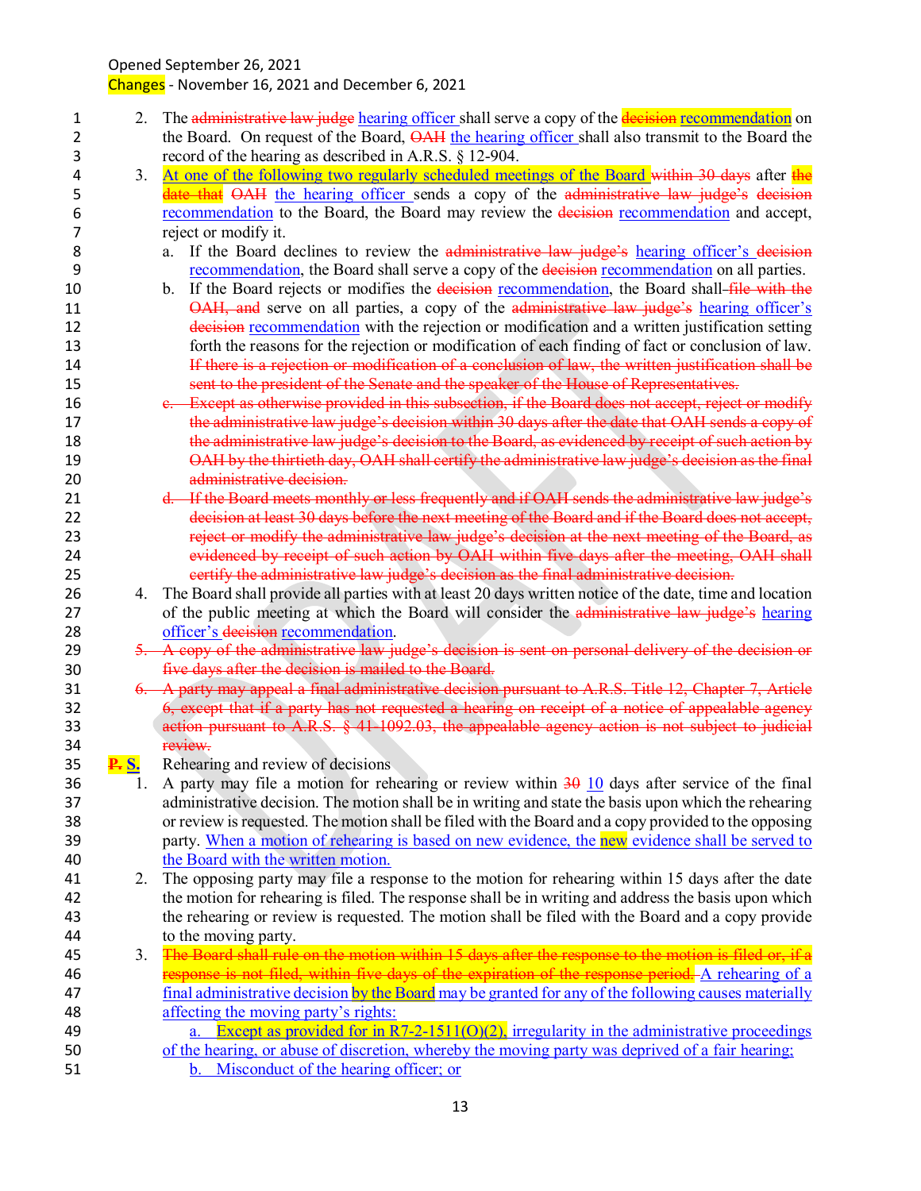Opened September 26, 2021
Changes - November 16, 2021 and December 6, 2021

2. The ~~administrative law judge~~ hearing officer shall serve a copy of the ~~decision~~ recommendation on the Board. On request of the Board, ~~OAH~~ the hearing officer shall also transmit to the Board the record of the hearing as described in A.R.S. § 12-904.
3. At one of the following two regularly scheduled meetings of the Board ~~within 30 days~~ after ~~the date that~~ ~~OAH~~ the hearing officer sends a copy of the ~~administrative law judge's decision~~ recommendation to the Board, the Board may review the ~~decision~~ recommendation and accept, reject or modify it.
   a. If the Board declines to review the ~~administrative law judge's~~ hearing officer's ~~decision~~ recommendation, the Board shall serve a copy of the ~~decision~~ recommendation on all parties.
   b. If the Board rejects or modifies the ~~decision~~ recommendation, the Board shall ~~file with the OAH, and~~ serve on all parties, a copy of the ~~administrative law judge's~~ hearing officer's ~~decision~~ recommendation with the rejection or modification and a written justification setting forth the reasons for the rejection or modification of each finding of fact or conclusion of law. ~~If there is a rejection or modification of a conclusion of law, the written justification shall be sent to the president of the Senate and the speaker of the House of Representatives.~~
   ~~c. Except as otherwise provided in this subsection, if the Board does not accept, reject or modify the administrative law judge's decision within 30 days after the date that OAH sends a copy of the administrative law judge's decision to the Board, as evidenced by receipt of such action by OAH by the thirtieth day, OAH shall certify the administrative law judge's decision as the final administrative decision.~~
   ~~d. If the Board meets monthly or less frequently and if OAH sends the administrative law judge's decision at least 30 days before the next meeting of the Board and if the Board does not accept, reject or modify the administrative law judge's decision at the next meeting of the Board, as evidenced by receipt of such action by OAH within five days after the meeting, OAH shall certify the administrative law judge's decision as the final administrative decision.~~
4. The Board shall provide all parties with at least 20 days written notice of the date, time and location of the public meeting at which the Board will consider the ~~administrative law judge's~~ hearing officer's ~~decision~~ recommendation.
5. ~~A copy of the administrative law judge's decision is sent on personal delivery of the decision or five days after the decision is mailed to the Board.~~
6. ~~A party may appeal a final administrative decision pursuant to A.R.S. Title 12, Chapter 7, Article 6, except that if a party has not requested a hearing on receipt of a notice of appealable agency action pursuant to A.R.S. § 41-1092.03, the appealable agency action is not subject to judicial review.~~

~~P.~~ S. Rehearing and review of decisions

1. A party may file a motion for rehearing or review within ~~30~~ 10 days after service of the final administrative decision. The motion shall be in writing and state the basis upon which the rehearing or review is requested. The motion shall be filed with the Board and a copy provided to the opposing party. When a motion of rehearing is based on new evidence, the new evidence shall be served to the Board with the written motion.
2. The opposing party may file a response to the motion for rehearing within 15 days after the date the motion for rehearing is filed. The response shall be in writing and address the basis upon which the rehearing or review is requested. The motion shall be filed with the Board and a copy provide to the moving party.
3. ~~The Board shall rule on the motion within 15 days after the response to the motion is filed or, if a response is not filed, within five days of the expiration of the response period.~~ A rehearing of a final administrative decision by the Board may be granted for any of the following causes materially affecting the moving party's rights:
   a. Except as provided for in R7-2-1511(O)(2), irregularity in the administrative proceedings of the hearing, or abuse of discretion, whereby the moving party was deprived of a fair hearing;
   b. Misconduct of the hearing officer; or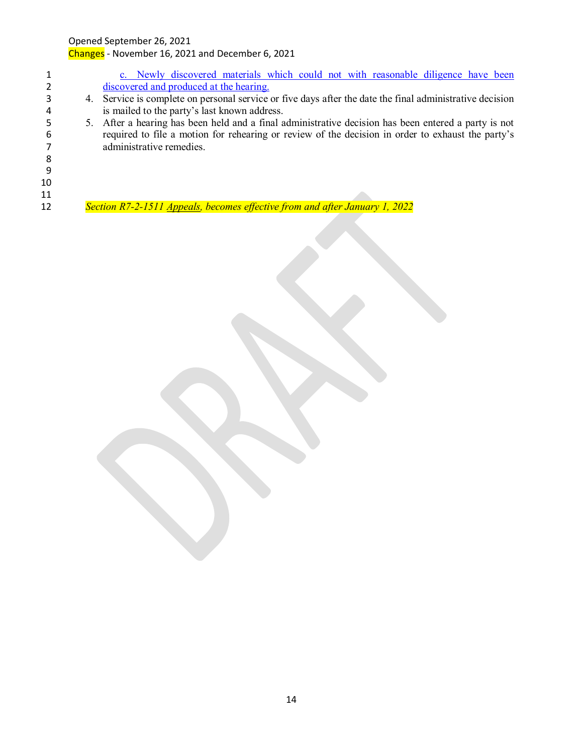c. Newly discovered materials which could not with reasonable diligence have been discovered and produced at the hearing.

4. Service is complete on personal service or five days after the date the final administrative decision is mailed to the party's last known address.
5. After a hearing has been held and a final administrative decision has been entered a party is not required to file a motion for rehearing or review of the decision in order to exhaust the party's administrative remedies.

*Section R7-2-1511 Appeals, becomes effective from and after January 1, 2022*